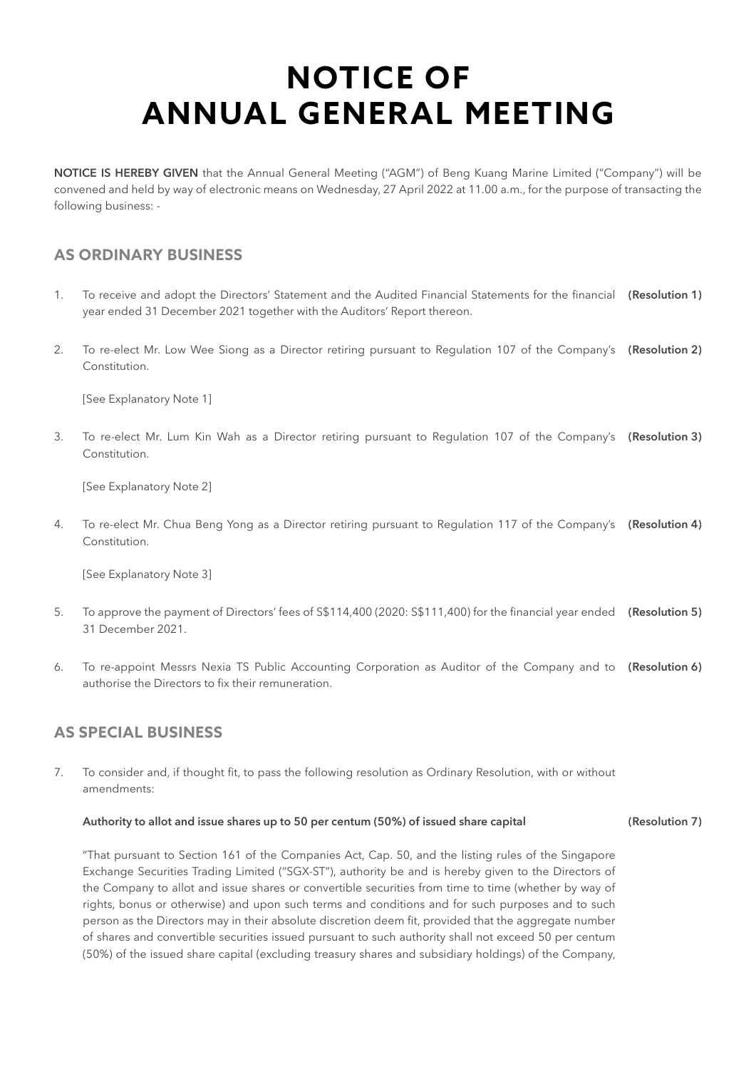# NOTICE OF ANNUAL GENERAL MEETING

**NOTICE IS HEREBY GIVEN** that the Annual General Meeting ("AGM") of Beng Kuang Marine Limited ("Company") will be convened and held by way of electronic means on Wednesday, 27 April 2022 at 11.00 a.m., for the purpose of transacting the following business: -

## AS ORDINARY BUSINESS

1. To receive and adopt the Directors' Statement and the Audited Financial Statements for the financial year ended 31 December 2021 together with the Auditors' Report thereon. **(Resolution 1)**

2. To re-elect Mr. Low Wee Siong as a Director retiring pursuant to Regulation 107 of the Company's Constitution. **(Resolution 2)**

   [See Explanatory Note 1]

3. To re-elect Mr. Lum Kin Wah as a Director retiring pursuant to Regulation 107 of the Company's Constitution. **(Resolution 3)**

   [See Explanatory Note 2]

4. To re-elect Mr. Chua Beng Yong as a Director retiring pursuant to Regulation 117 of the Company's Constitution. **(Resolution 4)**

   [See Explanatory Note 3]

5. To approve the payment of Directors' fees of S$114,400 (2020: S$111,400) for the financial year ended 31 December 2021. **(Resolution 5)**

6. To re-appoint Messrs Nexia TS Public Accounting Corporation as Auditor of the Company and to authorise the Directors to fix their remuneration. **(Resolution 6)**

## AS SPECIAL BUSINESS

7. To consider and, if thought fit, to pass the following resolution as Ordinary Resolution, with or without amendments:

   **Authority to allot and issue shares up to 50 per centum (50%) of issued share capital** **(Resolution 7)**

   "That pursuant to Section 161 of the Companies Act, Cap. 50, and the listing rules of the Singapore Exchange Securities Trading Limited ("SGX-ST"), authority be and is hereby given to the Directors of the Company to allot and issue shares or convertible securities from time to time (whether by way of rights, bonus or otherwise) and upon such terms and conditions and for such purposes and to such person as the Directors may in their absolute discretion deem fit, provided that the aggregate number of shares and convertible securities issued pursuant to such authority shall not exceed 50 per centum (50%) of the issued share capital (excluding treasury shares and subsidiary holdings) of the Company,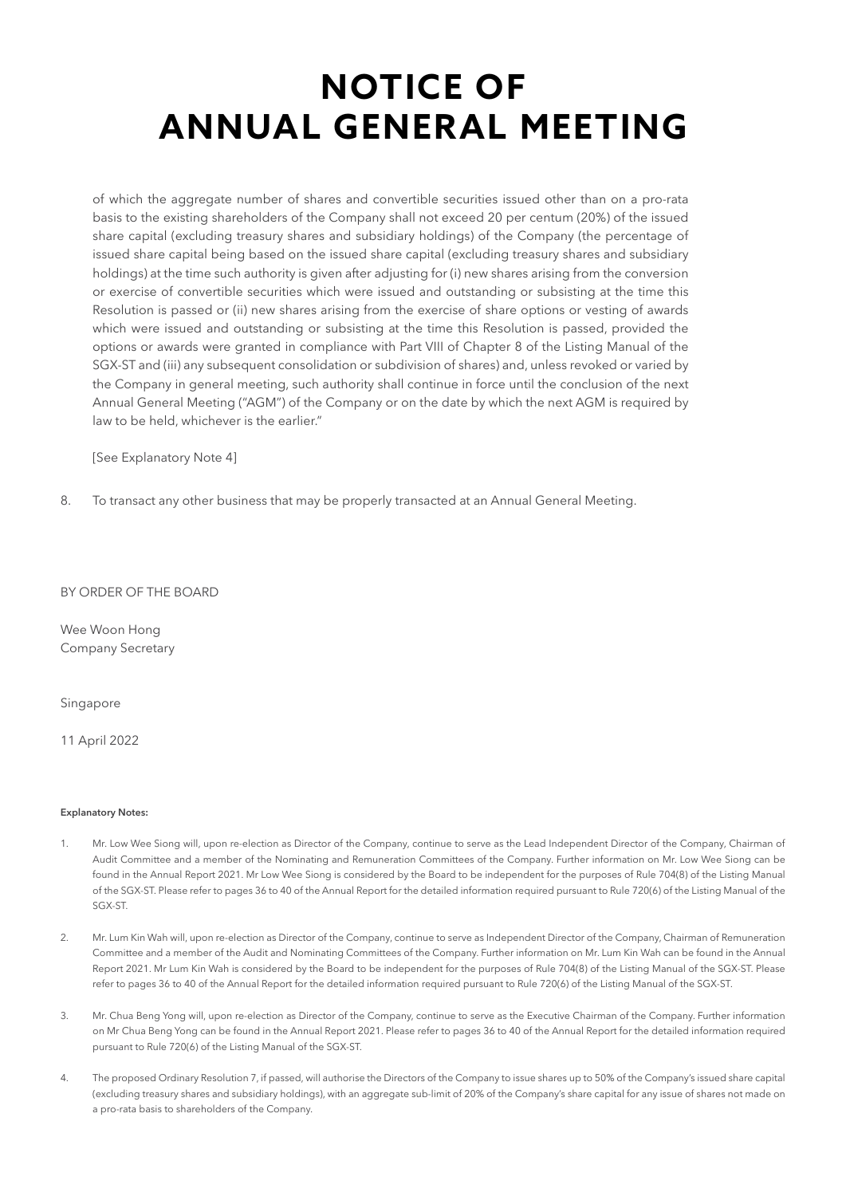# NOTICE OF ANNUAL GENERAL MEETING

of which the aggregate number of shares and convertible securities issued other than on a pro-rata basis to the existing shareholders of the Company shall not exceed 20 per centum (20%) of the issued share capital (excluding treasury shares and subsidiary holdings) of the Company (the percentage of issued share capital being based on the issued share capital (excluding treasury shares and subsidiary holdings) at the time such authority is given after adjusting for (i) new shares arising from the conversion or exercise of convertible securities which were issued and outstanding or subsisting at the time this Resolution is passed or (ii) new shares arising from the exercise of share options or vesting of awards which were issued and outstanding or subsisting at the time this Resolution is passed, provided the options or awards were granted in compliance with Part VIII of Chapter 8 of the Listing Manual of the SGX-ST and (iii) any subsequent consolidation or subdivision of shares) and, unless revoked or varied by the Company in general meeting, such authority shall continue in force until the conclusion of the next Annual General Meeting ("AGM") of the Company or on the date by which the next AGM is required by law to be held, whichever is the earlier."

[See Explanatory Note 4]

8. To transact any other business that may be properly transacted at an Annual General Meeting.

BY ORDER OF THE BOARD

Wee Woon Hong
Company Secretary

Singapore

11 April 2022

**Explanatory Notes:**

1. Mr. Low Wee Siong will, upon re-election as Director of the Company, continue to serve as the Lead Independent Director of the Company, Chairman of Audit Committee and a member of the Nominating and Remuneration Committees of the Company. Further information on Mr. Low Wee Siong can be found in the Annual Report 2021. Mr Low Wee Siong is considered by the Board to be independent for the purposes of Rule 704(8) of the Listing Manual of the SGX-ST. Please refer to pages 36 to 40 of the Annual Report for the detailed information required pursuant to Rule 720(6) of the Listing Manual of the SGX-ST.

2. Mr. Lum Kin Wah will, upon re-election as Director of the Company, continue to serve as Independent Director of the Company, Chairman of Remuneration Committee and a member of the Audit and Nominating Committees of the Company. Further information on Mr. Lum Kin Wah can be found in the Annual Report 2021. Mr Lum Kin Wah is considered by the Board to be independent for the purposes of Rule 704(8) of the Listing Manual of the SGX-ST. Please refer to pages 36 to 40 of the Annual Report for the detailed information required pursuant to Rule 720(6) of the Listing Manual of the SGX-ST.

3. Mr. Chua Beng Yong will, upon re-election as Director of the Company, continue to serve as the Executive Chairman of the Company. Further information on Mr Chua Beng Yong can be found in the Annual Report 2021. Please refer to pages 36 to 40 of the Annual Report for the detailed information required pursuant to Rule 720(6) of the Listing Manual of the SGX-ST.

4. The proposed Ordinary Resolution 7, if passed, will authorise the Directors of the Company to issue shares up to 50% of the Company's issued share capital (excluding treasury shares and subsidiary holdings), with an aggregate sub-limit of 20% of the Company's share capital for any issue of shares not made on a pro-rata basis to shareholders of the Company.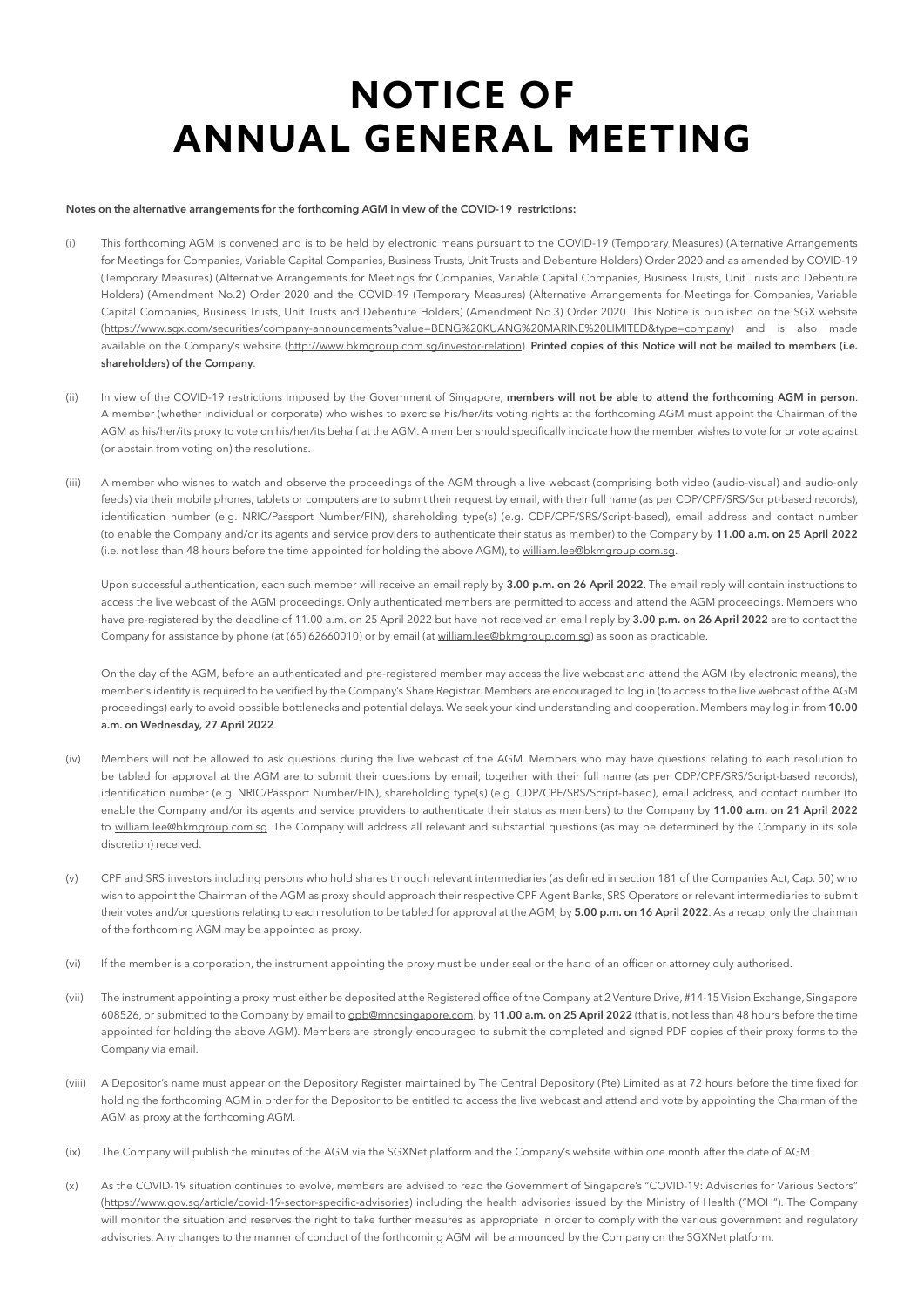# NOTICE OF ANNUAL GENERAL MEETING

**Notes on the alternative arrangements for the forthcoming AGM in view of the COVID-19 restrictions:**

(i) This forthcoming AGM is convened and is to be held by electronic means pursuant to the COVID-19 (Temporary Measures) (Alternative Arrangements for Meetings for Companies, Variable Capital Companies, Business Trusts, Unit Trusts and Debenture Holders) Order 2020 and as amended by COVID-19 (Temporary Measures) (Alternative Arrangements for Meetings for Companies, Variable Capital Companies, Business Trusts, Unit Trusts and Debenture Holders) (Amendment No.2) Order 2020 and the COVID-19 (Temporary Measures) (Alternative Arrangements for Meetings for Companies, Variable Capital Companies, Business Trusts, Unit Trusts and Debenture Holders) (Amendment No.3) Order 2020. This Notice is published on the SGX website (https://www.sgx.com/securities/company-announcements?value=BENG%20KUANG%20MARINE%20LIMITED&type=company) and is also made available on the Company's website (http://www.bkmgroup.com.sg/investor-relation). **Printed copies of this Notice will not be mailed to members (i.e. shareholders) of the Company**.

(ii) In view of the COVID-19 restrictions imposed by the Government of Singapore, **members will not be able to attend the forthcoming AGM in person**. A member (whether individual or corporate) who wishes to exercise his/her/its voting rights at the forthcoming AGM must appoint the Chairman of the AGM as his/her/its proxy to vote on his/her/its behalf at the AGM. A member should specifically indicate how the member wishes to vote for or vote against (or abstain from voting on) the resolutions.

(iii) A member who wishes to watch and observe the proceedings of the AGM through a live webcast (comprising both video (audio-visual) and audio-only feeds) via their mobile phones, tablets or computers are to submit their request by email, with their full name (as per CDP/CPF/SRS/Script-based records), identification number (e.g. NRIC/Passport Number/FIN), shareholding type(s) (e.g. CDP/CPF/SRS/Script-based), email address and contact number (to enable the Company and/or its agents and service providers to authenticate their status as member) to the Company by **11.00 a.m. on 25 April 2022** (i.e. not less than 48 hours before the time appointed for holding the above AGM), to william.lee@bkmgroup.com.sg.

Upon successful authentication, each such member will receive an email reply by **3.00 p.m. on 26 April 2022**. The email reply will contain instructions to access the live webcast of the AGM proceedings. Only authenticated members are permitted to access and attend the AGM proceedings. Members who have pre-registered by the deadline of 11.00 a.m. on 25 April 2022 but have not received an email reply by **3.00 p.m. on 26 April 2022** are to contact the Company for assistance by phone (at (65) 62660010) or by email (at william.lee@bkmgroup.com.sg) as soon as practicable.

On the day of the AGM, before an authenticated and pre-registered member may access the live webcast and attend the AGM (by electronic means), the member's identity is required to be verified by the Company's Share Registrar. Members are encouraged to log in (to access to the live webcast of the AGM proceedings) early to avoid possible bottlenecks and potential delays. We seek your kind understanding and cooperation. Members may log in from **10.00 a.m. on Wednesday, 27 April 2022**.

(iv) Members will not be allowed to ask questions during the live webcast of the AGM. Members who may have questions relating to each resolution to be tabled for approval at the AGM are to submit their questions by email, together with their full name (as per CDP/CPF/SRS/Script-based records), identification number (e.g. NRIC/Passport Number/FIN), shareholding type(s) (e.g. CDP/CPF/SRS/Script-based), email address, and contact number (to enable the Company and/or its agents and service providers to authenticate their status as members) to the Company by **11.00 a.m. on 21 April 2022** to william.lee@bkmgroup.com.sg. The Company will address all relevant and substantial questions (as may be determined by the Company in its sole discretion) received.

(v) CPF and SRS investors including persons who hold shares through relevant intermediaries (as defined in section 181 of the Companies Act, Cap. 50) who wish to appoint the Chairman of the AGM as proxy should approach their respective CPF Agent Banks, SRS Operators or relevant intermediaries to submit their votes and/or questions relating to each resolution to be tabled for approval at the AGM, by **5.00 p.m. on 16 April 2022**. As a recap, only the chairman of the forthcoming AGM may be appointed as proxy.

(vi) If the member is a corporation, the instrument appointing the proxy must be under seal or the hand of an officer or attorney duly authorised.

(vii) The instrument appointing a proxy must either be deposited at the Registered office of the Company at 2 Venture Drive, #14-15 Vision Exchange, Singapore 608526, or submitted to the Company by email to gpb@mncsingapore.com, by **11.00 a.m. on 25 April 2022** (that is, not less than 48 hours before the time appointed for holding the above AGM). Members are strongly encouraged to submit the completed and signed PDF copies of their proxy forms to the Company via email.

(viii) A Depositor's name must appear on the Depository Register maintained by The Central Depository (Pte) Limited as at 72 hours before the time fixed for holding the forthcoming AGM in order for the Depositor to be entitled to access the live webcast and attend and vote by appointing the Chairman of the AGM as proxy at the forthcoming AGM.

(ix) The Company will publish the minutes of the AGM via the SGXNet platform and the Company's website within one month after the date of AGM.

(x) As the COVID-19 situation continues to evolve, members are advised to read the Government of Singapore's "COVID-19: Advisories for Various Sectors" (https://www.gov.sg/article/covid-19-sector-specific-advisories) including the health advisories issued by the Ministry of Health ("MOH"). The Company will monitor the situation and reserves the right to take further measures as appropriate in order to comply with the various government and regulatory advisories. Any changes to the manner of conduct of the forthcoming AGM will be announced by the Company on the SGXNet platform.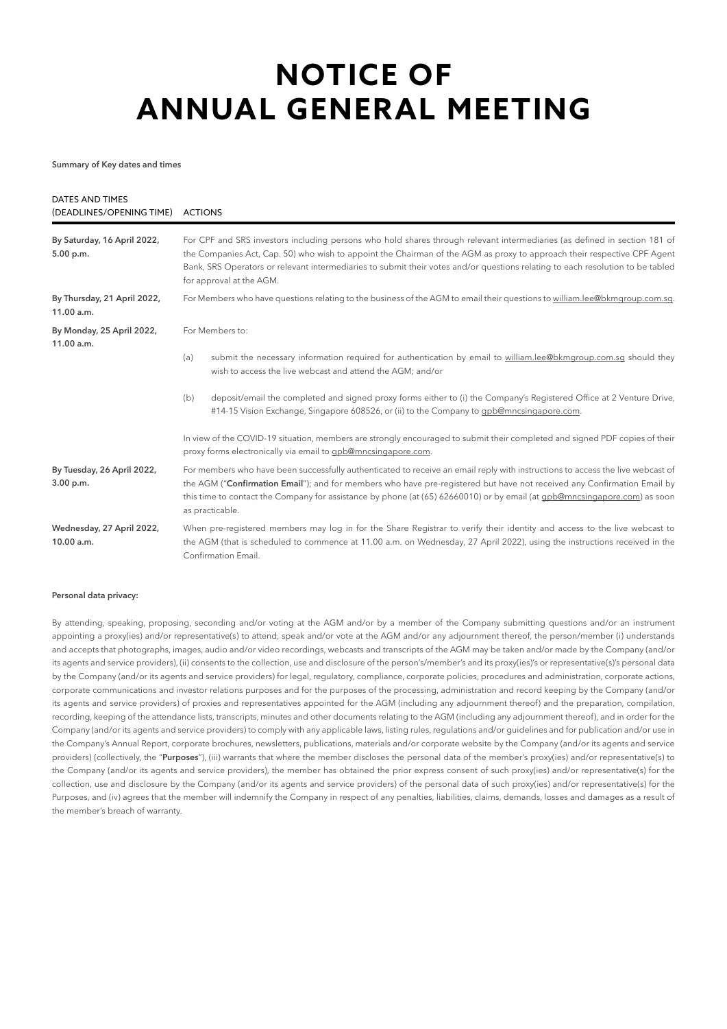# NOTICE OF ANNUAL GENERAL MEETING

**Summary of Key dates and times**

| DATES AND TIMES (DEADLINES/OPENING TIME) | ACTIONS |
|---|---|
| **By Saturday, 16 April 2022, 5.00 p.m.** | For CPF and SRS investors including persons who hold shares through relevant intermediaries (as defined in section 181 of the Companies Act, Cap. 50) who wish to appoint the Chairman of the AGM as proxy to approach their respective CPF Agent Bank, SRS Operators or relevant intermediaries to submit their votes and/or questions relating to each resolution to be tabled for approval at the AGM. |
| **By Thursday, 21 April 2022, 11.00 a.m.** | For Members who have questions relating to the business of the AGM to email their questions to william.lee@bkmgroup.com.sg. |
| **By Monday, 25 April 2022, 11.00 a.m.** | For Members to:<br>(a) submit the necessary information required for authentication by email to william.lee@bkmgroup.com.sg should they wish to access the live webcast and attend the AGM; and/or<br>(b) deposit/email the completed and signed proxy forms either to (i) the Company's Registered Office at 2 Venture Drive, #14-15 Vision Exchange, Singapore 608526, or (ii) to the Company to gpb@mncsingapore.com.<br>In view of the COVID-19 situation, members are strongly encouraged to submit their completed and signed PDF copies of their proxy forms electronically via email to gpb@mncsingapore.com. |
| **By Tuesday, 26 April 2022, 3.00 p.m.** | For members who have been successfully authenticated to receive an email reply with instructions to access the live webcast of the AGM ("**Confirmation Email**"); and for members who have pre-registered but have not received any Confirmation Email by this time to contact the Company for assistance by phone (at (65) 62660010) or by email (at gpb@mncsingapore.com) as soon as practicable. |
| **Wednesday, 27 April 2022, 10.00 a.m.** | When pre-registered members may log in for the Share Registrar to verify their identity and access to the live webcast to the AGM (that is scheduled to commence at 11.00 a.m. on Wednesday, 27 April 2022), using the instructions received in the Confirmation Email. |

**Personal data privacy:**

By attending, speaking, proposing, seconding and/or voting at the AGM and/or by a member of the Company submitting questions and/or an instrument appointing a proxy(ies) and/or representative(s) to attend, speak and/or vote at the AGM and/or any adjournment thereof, the person/member (i) understands and accepts that photographs, images, audio and/or video recordings, webcasts and transcripts of the AGM may be taken and/or made by the Company (and/or its agents and service providers), (ii) consents to the collection, use and disclosure of the person's/member's and its proxy(ies)'s or representative(s)'s personal data by the Company (and/or its agents and service providers) for legal, regulatory, compliance, corporate policies, procedures and administration, corporate actions, corporate communications and investor relations purposes and for the purposes of the processing, administration and record keeping by the Company (and/or its agents and service providers) of proxies and representatives appointed for the AGM (including any adjournment thereof) and the preparation, compilation, recording, keeping of the attendance lists, transcripts, minutes and other documents relating to the AGM (including any adjournment thereof), and in order for the Company (and/or its agents and service providers) to comply with any applicable laws, listing rules, regulations and/or guidelines and for publication and/or use in the Company's Annual Report, corporate brochures, newsletters, publications, materials and/or corporate website by the Company (and/or its agents and service providers) (collectively, the "**Purposes**"), (iii) warrants that where the member discloses the personal data of the member's proxy(ies) and/or representative(s) to the Company (and/or its agents and service providers), the member has obtained the prior express consent of such proxy(ies) and/or representative(s) for the collection, use and disclosure by the Company (and/or its agents and service providers) of the personal data of such proxy(ies) and/or representative(s) for the Purposes, and (iv) agrees that the member will indemnify the Company in respect of any penalties, liabilities, claims, demands, losses and damages as a result of the member's breach of warranty.